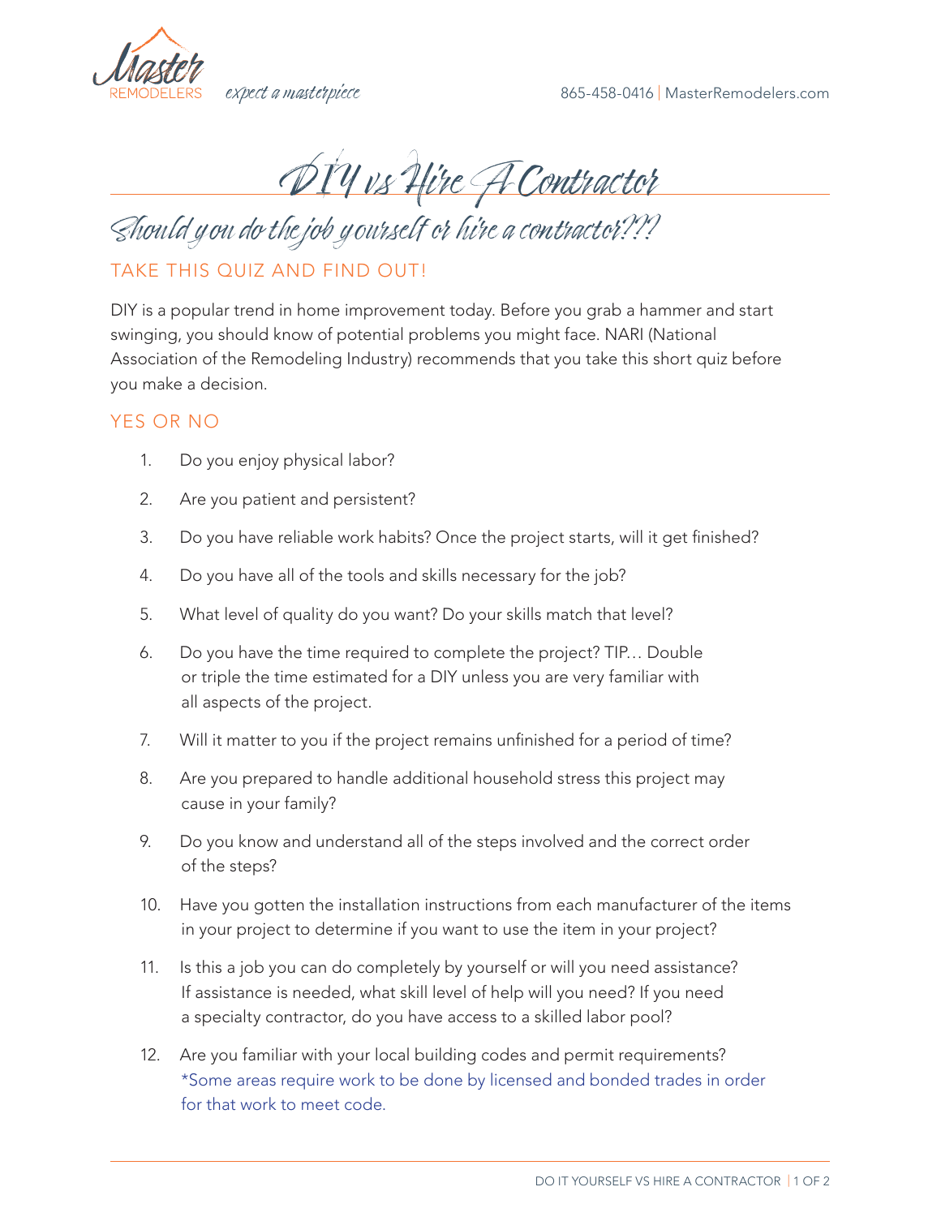Master REMODELERS *expect a masterpiece*

865-458-0416 | MasterRemodelers.com

# DIY vs Hire A Contractor

## Should you do the job yourself or hire a contractor???

### TAKE THIS QUIZ AND FIND OUT!

DIY is a popular trend in home improvement today. Before you grab a hammer and start swinging, you should know of potential problems you might face. NARI (National Association of the Remodeling Industry) recommends that you take this short quiz before you make a decision.

### YES OR NO

1. Do you enjoy physical labor?
2. Are you patient and persistent?
3. Do you have reliable work habits? Once the project starts, will it get finished?
4. Do you have all of the tools and skills necessary for the job?
5. What level of quality do you want? Do your skills match that level?
6. Do you have the time required to complete the project? TIP… Double or triple the time estimated for a DIY unless you are very familiar with all aspects of the project.
7. Will it matter to you if the project remains unfinished for a period of time?
8. Are you prepared to handle additional household stress this project may cause in your family?
9. Do you know and understand all of the steps involved and the correct order of the steps?
10. Have you gotten the installation instructions from each manufacturer of the items in your project to determine if you want to use the item in your project?
11. Is this a job you can do completely by yourself or will you need assistance? If assistance is needed, what skill level of help will you need? If you need a specialty contractor, do you have access to a skilled labor pool?
12. Are you familiar with your local building codes and permit requirements? *Some areas require work to be done by licensed and bonded trades in order for that work to meet code.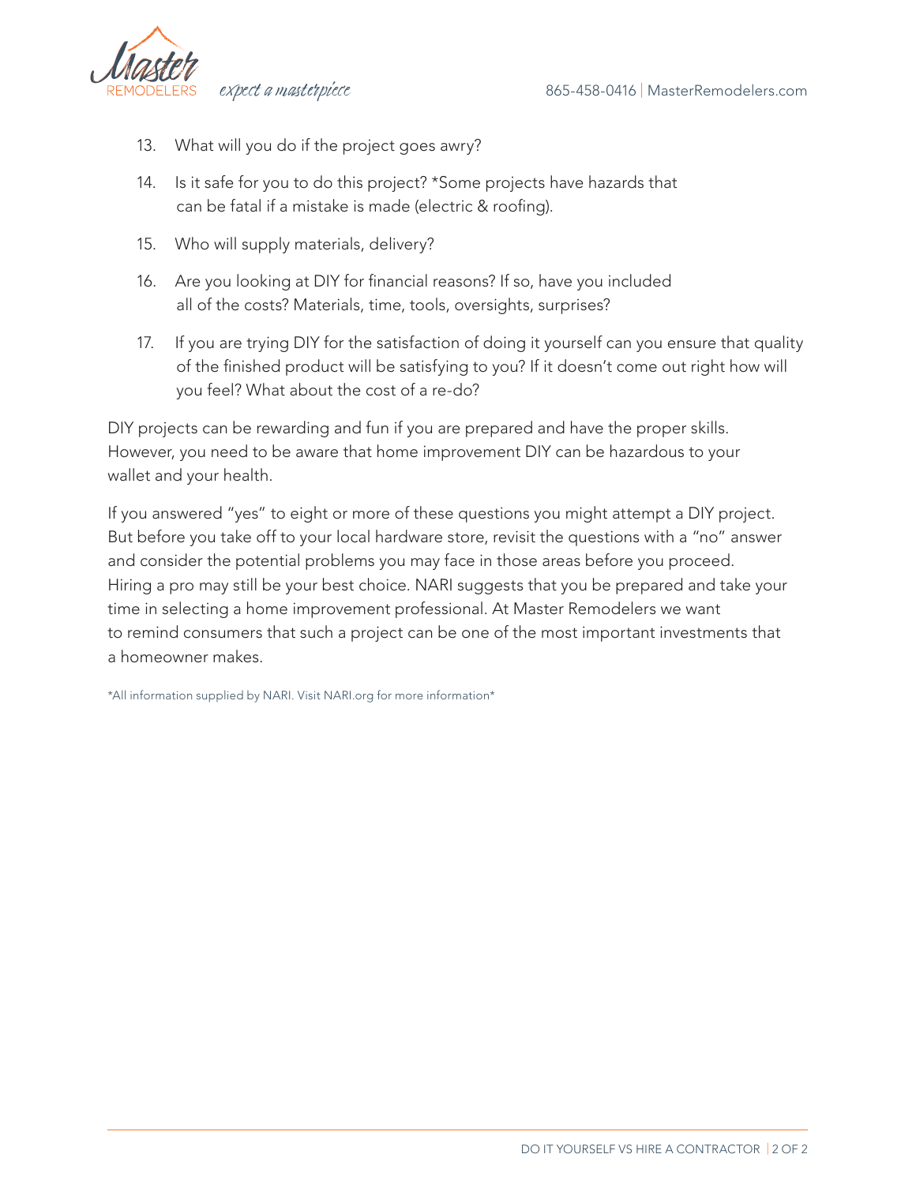13. What will you do if the project goes awry?

14. Is it safe for you to do this project? *Some projects have hazards that can be fatal if a mistake is made (electric & roofing).

15. Who will supply materials, delivery?

16. Are you looking at DIY for financial reasons? If so, have you included all of the costs? Materials, time, tools, oversights, surprises?

17. If you are trying DIY for the satisfaction of doing it yourself can you ensure that quality of the finished product will be satisfying to you? If it doesn't come out right how will you feel? What about the cost of a re-do?

DIY projects can be rewarding and fun if you are prepared and have the proper skills. However, you need to be aware that home improvement DIY can be hazardous to your wallet and your health.

If you answered "yes" to eight or more of these questions you might attempt a DIY project. But before you take off to your local hardware store, revisit the questions with a "no" answer and consider the potential problems you may face in those areas before you proceed. Hiring a pro may still be your best choice. NARI suggests that you be prepared and take your time in selecting a home improvement professional. At Master Remodelers we want to remind consumers that such a project can be one of the most important investments that a homeowner makes.

*All information supplied by NARI. Visit NARI.org for more information*